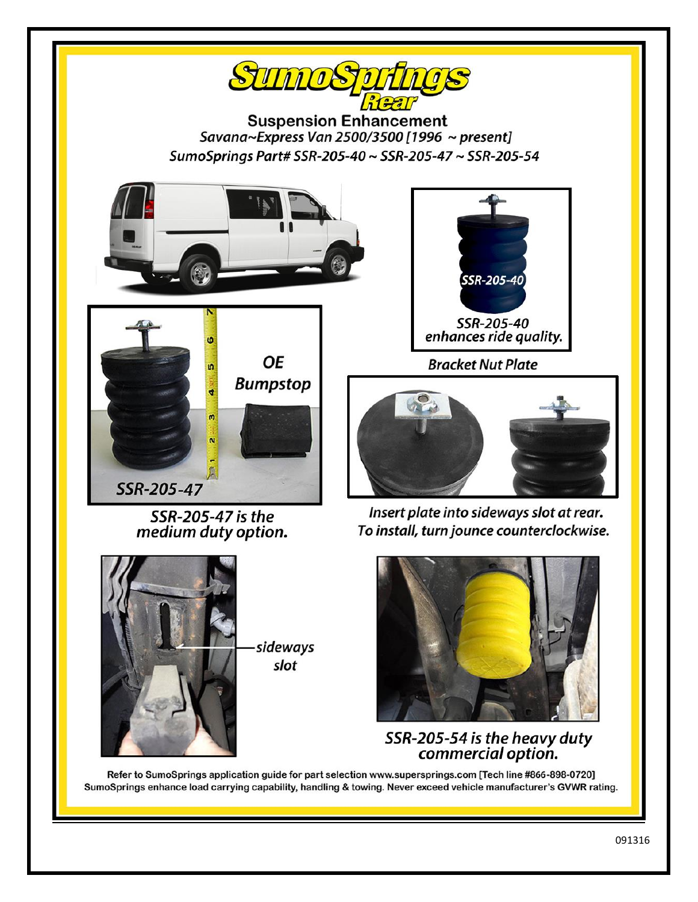# SumoSprings Rear

## Suspension Enhancement

*Savana~Express Van 2500/3500 [1996 ~ present]*

*SumoSprings Part# SSR-205-40 ~ SSR-205-47 ~ SSR-205-54*

SSR-205-40

*SSR-205-40 enhances ride quality.*

OE Bumpstop

SSR-205-47

*SSR-205-47 is the medium duty option.*

Bracket Nut Plate

*Insert plate into sideways slot at rear. To install, turn jounce counterclockwise.*

*sideways slot*

*SSR-205-54 is the heavy duty commercial option.*

Refer to SumoSprings application guide for part selection www.superprings.com [Tech line #866-898-0720]
SumoSprings enhance load carrying capability, handling & towing. Never exceed vehicle manufacturer's GVWR rating.

091316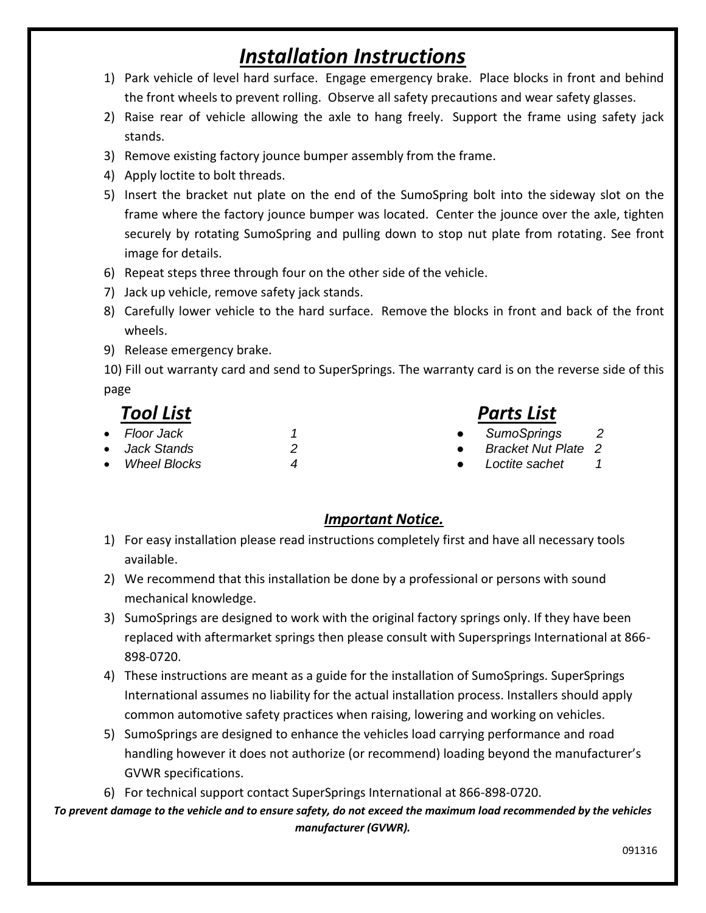# ***Installation Instructions***

1) Park vehicle of level hard surface. Engage emergency brake. Place blocks in front and behind the front wheels to prevent rolling. Observe all safety precautions and wear safety glasses.
2) Raise rear of vehicle allowing the axle to hang freely. Support the frame using safety jack stands.
3) Remove existing factory jounce bumper assembly from the frame.
4) Apply loctite to bolt threads.
5) Insert the bracket nut plate on the end of the SumoSpring bolt into the sideway slot on the frame where the factory jounce bumper was located. Center the jounce over the axle, tighten securely by rotating SumoSpring and pulling down to stop nut plate from rotating. See front image for details.
6) Repeat steps three through four on the other side of the vehicle.
7) Jack up vehicle, remove safety jack stands.
8) Carefully lower vehicle to the hard surface. Remove the blocks in front and back of the front wheels.
9) Release emergency brake.

10) Fill out warranty card and send to SuperSprings. The warranty card is on the reverse side of this page

## ***Tool List***

- *Floor Jack* 1
- *Jack Stands* 2
- *Wheel Blocks* 4

## ***Parts List***

- *SumoSprings* 2
- *Bracket Nut Plate* 2
- *Loctite sachet* 1

### ***Important Notice.***

1) For easy installation please read instructions completely first and have all necessary tools available.
2) We recommend that this installation be done by a professional or persons with sound mechanical knowledge.
3) SumoSprings are designed to work with the original factory springs only. If they have been replaced with aftermarket springs then please consult with Supersprings International at 866-898-0720.
4) These instructions are meant as a guide for the installation of SumoSprings. SuperSprings International assumes no liability for the actual installation process. Installers should apply common automotive safety practices when raising, lowering and working on vehicles.
5) SumoSprings are designed to enhance the vehicles load carrying performance and road handling however it does not authorize (or recommend) loading beyond the manufacturer's GVWR specifications.
6) For technical support contact SuperSprings International at 866-898-0720.

***To prevent damage to the vehicle and to ensure safety, do not exceed the maximum load recommended by the vehicles manufacturer (GVWR).***

091316